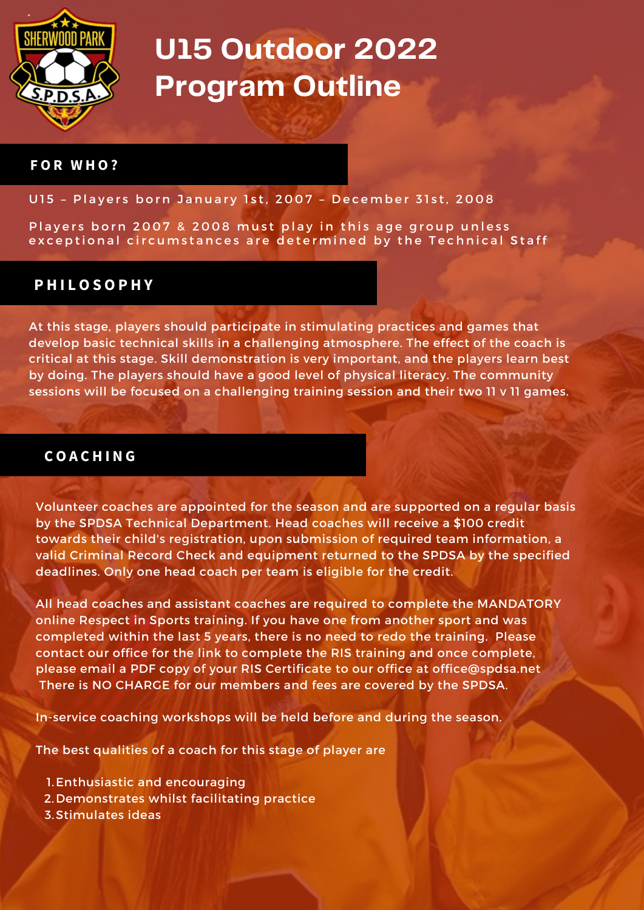# U15 Outdoor 2022 Program Outline

## FOR WHO?

U15 – Players born January 1st, 2007 – December 31st, 2008

Players born 2007 & 2008 must play in this age group unless exceptional circumstances are determined by the Technical Staff

## PHILOSOPHY

At this stage, players should participate in stimulating practices and games that develop basic technical skills in a challenging atmosphere. The effect of the coach is critical at this stage. Skill demonstration is very important, and the players learn best by doing. The players should have a good level of physical literacy. The community sessions will be focused on a challenging training session and their two 11 v 11 games.

## COACHING

Volunteer coaches are appointed for the season and are supported on a regular basis by the SPDSA Technical Department. Head coaches will receive a $100 credit towards their child's registration, upon submission of required team information, a valid Criminal Record Check and equipment returned to the SPDSA by the specified deadlines. Only one head coach per team is eligible for the credit.

All head coaches and assistant coaches are required to complete the MANDATORY online Respect in Sports training. If you have one from another sport and was completed within the last 5 years, there is no need to redo the training. Please contact our office for the link to complete the RIS training and once complete, please email a PDF copy of your RIS Certificate to our office at office@spdsa.net There is NO CHARGE for our members and fees are covered by the SPDSA.

In-service coaching workshops will be held before and during the season.

The best qualities of a coach for this stage of player are

1. Enthusiastic and encouraging
2. Demonstrates whilst facilitating practice
3. Stimulates ideas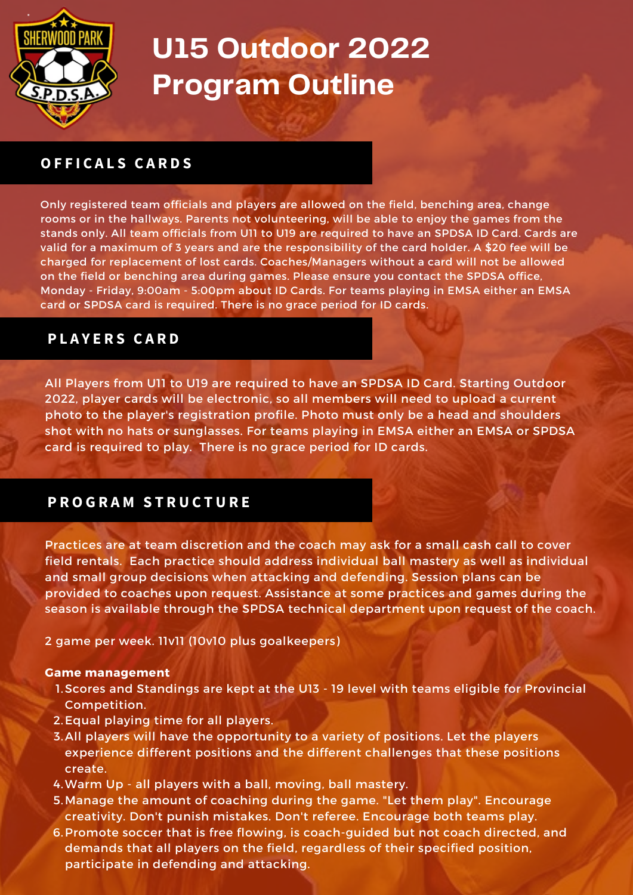# U15 Outdoor 2022 Program Outline

## OFFICALS CARDS

Only registered team officials and players are allowed on the field, benching area, change rooms or in the hallways. Parents not volunteering, will be able to enjoy the games from the stands only. All team officials from U11 to U19 are required to have an SPDSA ID Card. Cards are valid for a maximum of 3 years and are the responsibility of the card holder. A $20 fee will be charged for replacement of lost cards. Coaches/Managers without a card will not be allowed on the field or benching area during games. Please ensure you contact the SPDSA office, Monday - Friday, 9:00am - 5:00pm about ID Cards. For teams playing in EMSA either an EMSA card or SPDSA card is required. There is no grace period for ID cards.

## PLAYERS CARD

All Players from U11 to U19 are required to have an SPDSA ID Card. Starting Outdoor 2022, player cards will be electronic, so all members will need to upload a current photo to the player's registration profile. Photo must only be a head and shoulders shot with no hats or sunglasses. For teams playing in EMSA either an EMSA or SPDSA card is required to play. There is no grace period for ID cards.

## PROGRAM STRUCTURE

Practices are at team discretion and the coach may ask for a small cash call to cover field rentals. Each practice should address individual ball mastery as well as individual and small group decisions when attacking and defending. Session plans can be provided to coaches upon request. Assistance at some practices and games during the season is available through the SPDSA technical department upon request of the coach.

2 game per week. 11v11 (10v10 plus goalkeepers)

**Game management**

1. Scores and Standings are kept at the U13 - 19 level with teams eligible for Provincial Competition.
2. Equal playing time for all players.
3. All players will have the opportunity to a variety of positions. Let the players experience different positions and the different challenges that these positions create.
4. Warm Up - all players with a ball, moving, ball mastery.
5. Manage the amount of coaching during the game. "Let them play". Encourage creativity. Don't punish mistakes. Don't referee. Encourage both teams play.
6. Promote soccer that is free flowing, is coach-guided but not coach directed, and demands that all players on the field, regardless of their specified position, participate in defending and attacking.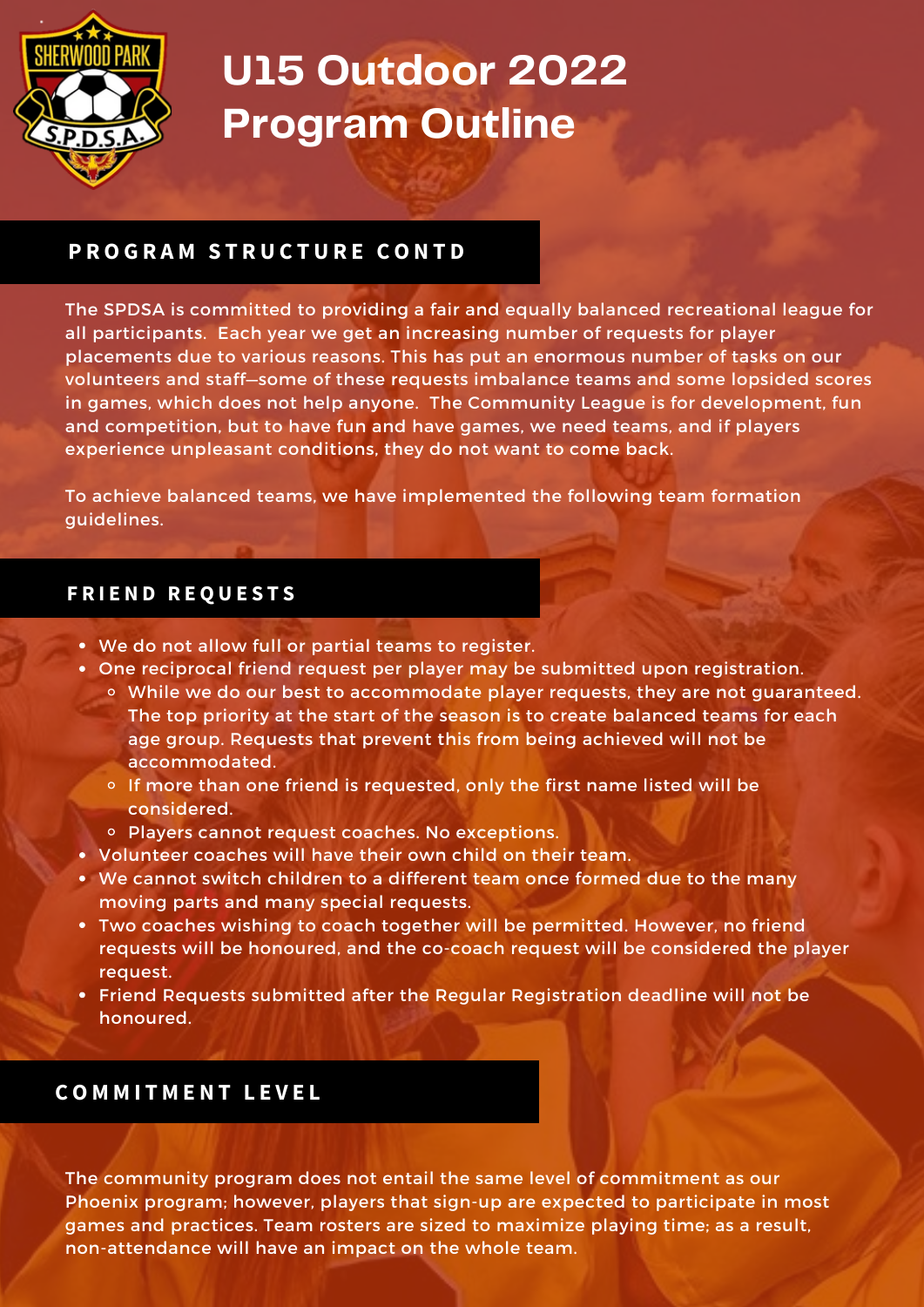# U15 Outdoor 2022 Program Outline

## PROGRAM STRUCTURE CONTD

The SPDSA is committed to providing a fair and equally balanced recreational league for all participants. Each year we get an increasing number of requests for player placements due to various reasons. This has put an enormous number of tasks on our volunteers and staff—some of these requests imbalance teams and some lopsided scores in games, which does not help anyone. The Community League is for development, fun and competition, but to have fun and have games, we need teams, and if players experience unpleasant conditions, they do not want to come back.

To achieve balanced teams, we have implemented the following team formation guidelines.

## FRIEND REQUESTS

- We do not allow full or partial teams to register.
- One reciprocal friend request per player may be submitted upon registration.
  - While we do our best to accommodate player requests, they are not guaranteed. The top priority at the start of the season is to create balanced teams for each age group. Requests that prevent this from being achieved will not be accommodated.
  - If more than one friend is requested, only the first name listed will be considered.
  - Players cannot request coaches. No exceptions.
- Volunteer coaches will have their own child on their team.
- We cannot switch children to a different team once formed due to the many moving parts and many special requests.
- Two coaches wishing to coach together will be permitted. However, no friend requests will be honoured, and the co-coach request will be considered the player request.
- Friend Requests submitted after the Regular Registration deadline will not be honoured.

## COMMITMENT LEVEL

The community program does not entail the same level of commitment as our Phoenix program; however, players that sign-up are expected to participate in most games and practices. Team rosters are sized to maximize playing time; as a result, non-attendance will have an impact on the whole team.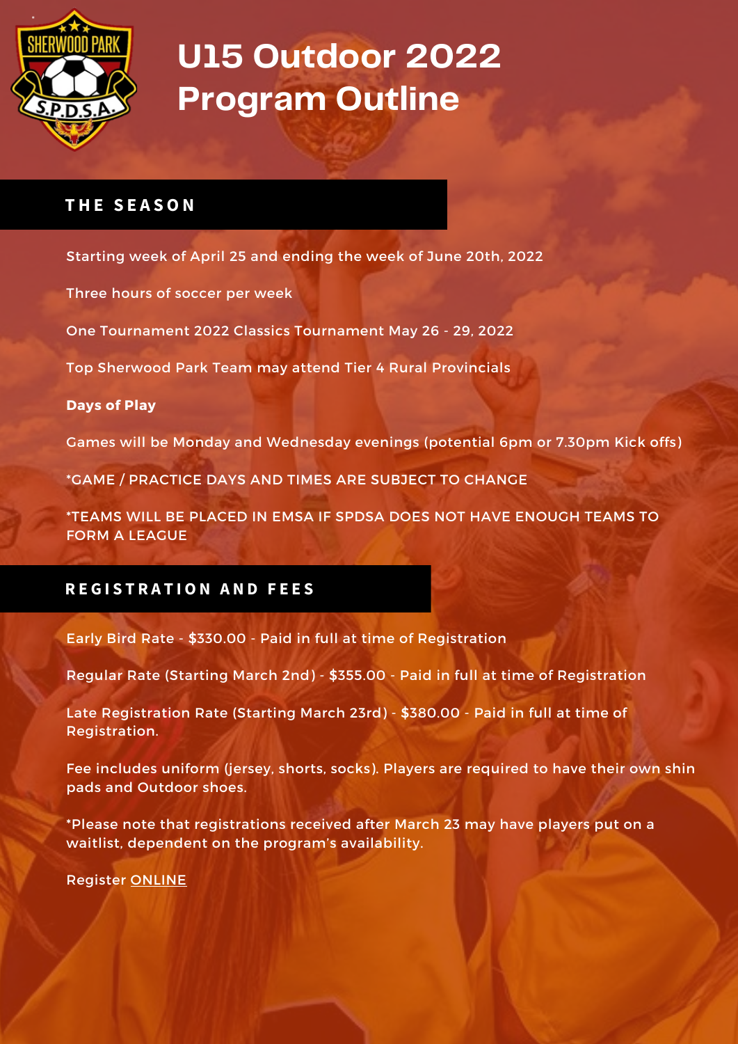# U15 Outdoor 2022 Program Outline

## THE SEASON

Starting week of April 25 and ending the week of June 20th, 2022

Three hours of soccer per week

One Tournament 2022 Classics Tournament May 26 - 29, 2022

Top Sherwood Park Team may attend Tier 4 Rural Provincials

**Days of Play**

Games will be Monday and Wednesday evenings (potential 6pm or 7.30pm Kick offs)

*GAME / PRACTICE DAYS AND TIMES ARE SUBJECT TO CHANGE

*TEAMS WILL BE PLACED IN EMSA IF SPDSA DOES NOT HAVE ENOUGH TEAMS TO FORM A LEAGUE

## REGISTRATION AND FEES

Early Bird Rate - $330.00 - Paid in full at time of Registration

Regular Rate (Starting March 2nd) - $355.00 - Paid in full at time of Registration

Late Registration Rate (Starting March 23rd) - $380.00 - Paid in full at time of Registration.

Fee includes uniform (jersey, shorts, socks). Players are required to have their own shin pads and Outdoor shoes.

*Please note that registrations received after March 23 may have players put on a waitlist, dependent on the program's availability.

Register ONLINE